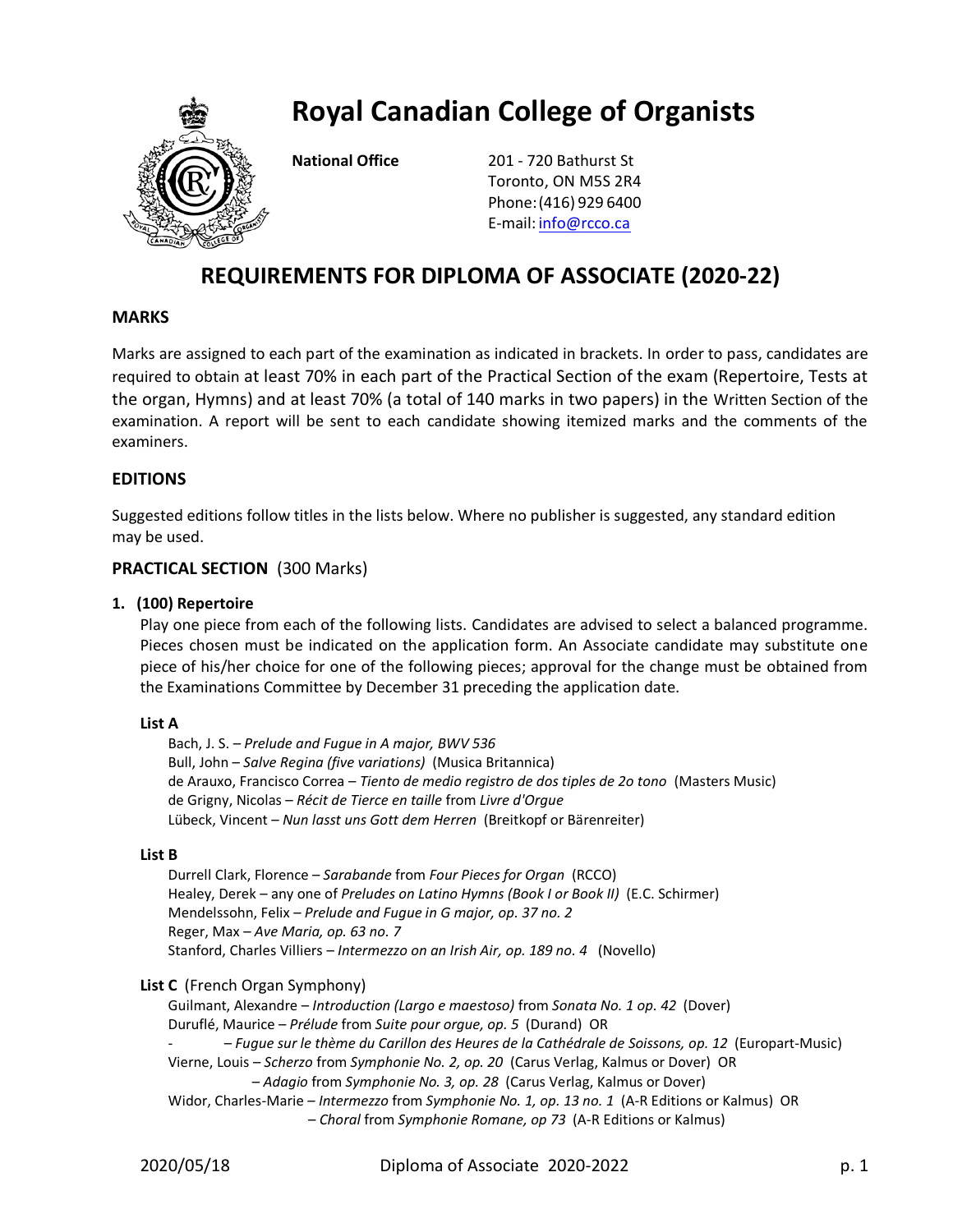# Royal Canadian College of Organists

**National Office**

201 - 720 Bathurst St
Toronto, ON M5S 2R4
Phone: (416) 929 6400
E-mail: info@rcco.ca

## REQUIREMENTS FOR DIPLOMA OF ASSOCIATE (2020-22)

### MARKS

Marks are assigned to each part of the examination as indicated in brackets. In order to pass, candidates are required to obtain at least 70% in each part of the Practical Section of the exam (Repertoire, Tests at the organ, Hymns) and at least 70% (a total of 140 marks in two papers) in the Written Section of the examination. A report will be sent to each candidate showing itemized marks and the comments of the examiners.

### EDITIONS

Suggested editions follow titles in the lists below. Where no publisher is suggested, any standard edition may be used.

### PRACTICAL SECTION (300 Marks)

**1. (100) Repertoire**

Play one piece from each of the following lists. Candidates are advised to select a balanced programme. Pieces chosen must be indicated on the application form. An Associate candidate may substitute one piece of his/her choice for one of the following pieces; approval for the change must be obtained from the Examinations Committee by December 31 preceding the application date.

**List A**

Bach, J. S. – *Prelude and Fugue in A major, BWV 536*
Bull, John – *Salve Regina (five variations)* (Musica Britannica)
de Arauxo, Francisco Correa – *Tiento de medio registro de dos tiples de 2o tono* (Masters Music)
de Grigny, Nicolas – *Récit de Tierce en taille* from *Livre d'Orgue*
Lübeck, Vincent – *Nun lasst uns Gott dem Herren* (Breitkopf or Bärenreiter)

**List B**

Durrell Clark, Florence – *Sarabande* from *Four Pieces for Organ* (RCCO)
Healey, Derek – any one of *Preludes on Latino Hymns (Book I or Book II)* (E.C. Schirmer)
Mendelssohn, Felix – *Prelude and Fugue in G major, op. 37 no. 2*
Reger, Max – *Ave Maria, op. 63 no. 7*
Stanford, Charles Villiers – *Intermezzo on an Irish Air, op. 189 no. 4* (Novello)

**List C** (French Organ Symphony)

Guilmant, Alexandre – *Introduction (Largo e maestoso)* from *Sonata No. 1 op. 42* (Dover)
Duruflé, Maurice – *Prélude* from *Suite pour orgue, op. 5* (Durand) OR
- – *Fugue sur le thème du Carillon des Heures de la Cathédrale de Soissons, op. 12* (Europart-Music)
Vierne, Louis – *Scherzo* from *Symphonie No. 2, op. 20* (Carus Verlag, Kalmus or Dover) OR
– *Adagio* from *Symphonie No. 3, op. 28* (Carus Verlag, Kalmus or Dover)
Widor, Charles-Marie – *Intermezzo* from *Symphonie No. 1, op. 13 no. 1* (A-R Editions or Kalmus) OR
– *Choral* from *Symphonie Romane, op 73* (A-R Editions or Kalmus)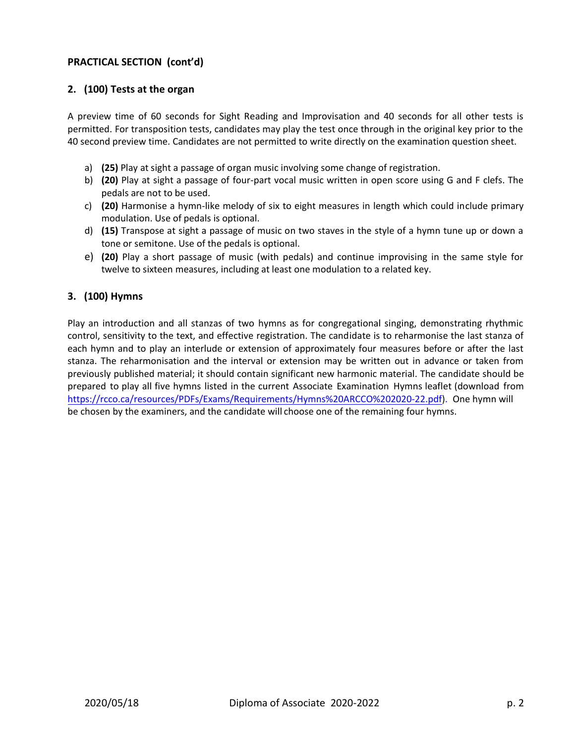## PRACTICAL SECTION (cont'd)

### 2. (100) Tests at the organ

A preview time of 60 seconds for Sight Reading and Improvisation and 40 seconds for all other tests is permitted. For transposition tests, candidates may play the test once through in the original key prior to the 40 second preview time. Candidates are not permitted to write directly on the examination question sheet.

a) **(25)** Play at sight a passage of organ music involving some change of registration.
b) **(20)** Play at sight a passage of four-part vocal music written in open score using G and F clefs. The pedals are not to be used.
c) **(20)** Harmonise a hymn-like melody of six to eight measures in length which could include primary modulation. Use of pedals is optional.
d) **(15)** Transpose at sight a passage of music on two staves in the style of a hymn tune up or down a tone or semitone. Use of the pedals is optional.
e) **(20)** Play a short passage of music (with pedals) and continue improvising in the same style for twelve to sixteen measures, including at least one modulation to a related key.

### 3. (100) Hymns

Play an introduction and all stanzas of two hymns as for congregational singing, demonstrating rhythmic control, sensitivity to the text, and effective registration. The candidate is to reharmonise the last stanza of each hymn and to play an interlude or extension of approximately four measures before or after the last stanza. The reharmonisation and the interval or extension may be written out in advance or taken from previously published material; it should contain significant new harmonic material. The candidate should be prepared to play all five hymns listed in the current Associate Examination Hymns leaflet (download from https://rcco.ca/resources/PDFs/Exams/Requirements/Hymns%20ARCCO%202020-22.pdf). One hymn will be chosen by the examiners, and the candidate will choose one of the remaining four hymns.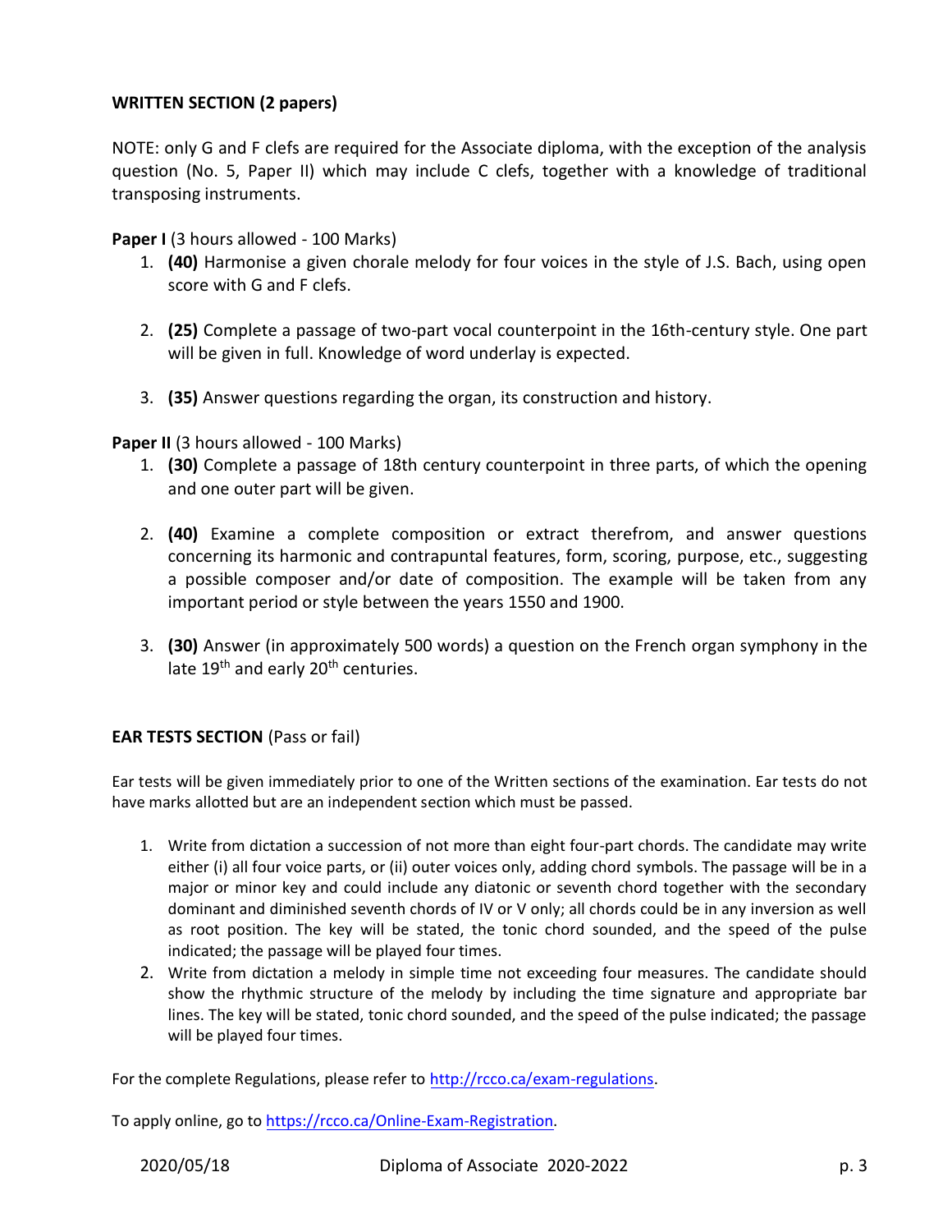## WRITTEN SECTION (2 papers)

NOTE: only G and F clefs are required for the Associate diploma, with the exception of the analysis question (No. 5, Paper II) which may include C clefs, together with a knowledge of traditional transposing instruments.

**Paper I** (3 hours allowed - 100 Marks)

1. **(40)** Harmonise a given chorale melody for four voices in the style of J.S. Bach, using open score with G and F clefs.

2. **(25)** Complete a passage of two-part vocal counterpoint in the 16th-century style. One part will be given in full. Knowledge of word underlay is expected.

3. **(35)** Answer questions regarding the organ, its construction and history.

**Paper II** (3 hours allowed - 100 Marks)

1. **(30)** Complete a passage of 18th century counterpoint in three parts, of which the opening and one outer part will be given.

2. **(40)** Examine a complete composition or extract therefrom, and answer questions concerning its harmonic and contrapuntal features, form, scoring, purpose, etc., suggesting a possible composer and/or date of composition. The example will be taken from any important period or style between the years 1550 and 1900.

3. **(30)** Answer (in approximately 500 words) a question on the French organ symphony in the late 19th and early 20th centuries.

## EAR TESTS SECTION (Pass or fail)

Ear tests will be given immediately prior to one of the Written sections of the examination. Ear tests do not have marks allotted but are an independent section which must be passed.

1. Write from dictation a succession of not more than eight four-part chords. The candidate may write either (i) all four voice parts, or (ii) outer voices only, adding chord symbols. The passage will be in a major or minor key and could include any diatonic or seventh chord together with the secondary dominant and diminished seventh chords of IV or V only; all chords could be in any inversion as well as root position. The key will be stated, the tonic chord sounded, and the speed of the pulse indicated; the passage will be played four times.
2. Write from dictation a melody in simple time not exceeding four measures. The candidate should show the rhythmic structure of the melody by including the time signature and appropriate bar lines. The key will be stated, tonic chord sounded, and the speed of the pulse indicated; the passage will be played four times.

For the complete Regulations, please refer to [http://rcco.ca/exam-regulations](http://rcco.ca/exam-regulations).

To apply online, go to [https://rcco.ca/Online-Exam-Registration](https://rcco.ca/Online-Exam-Registration).